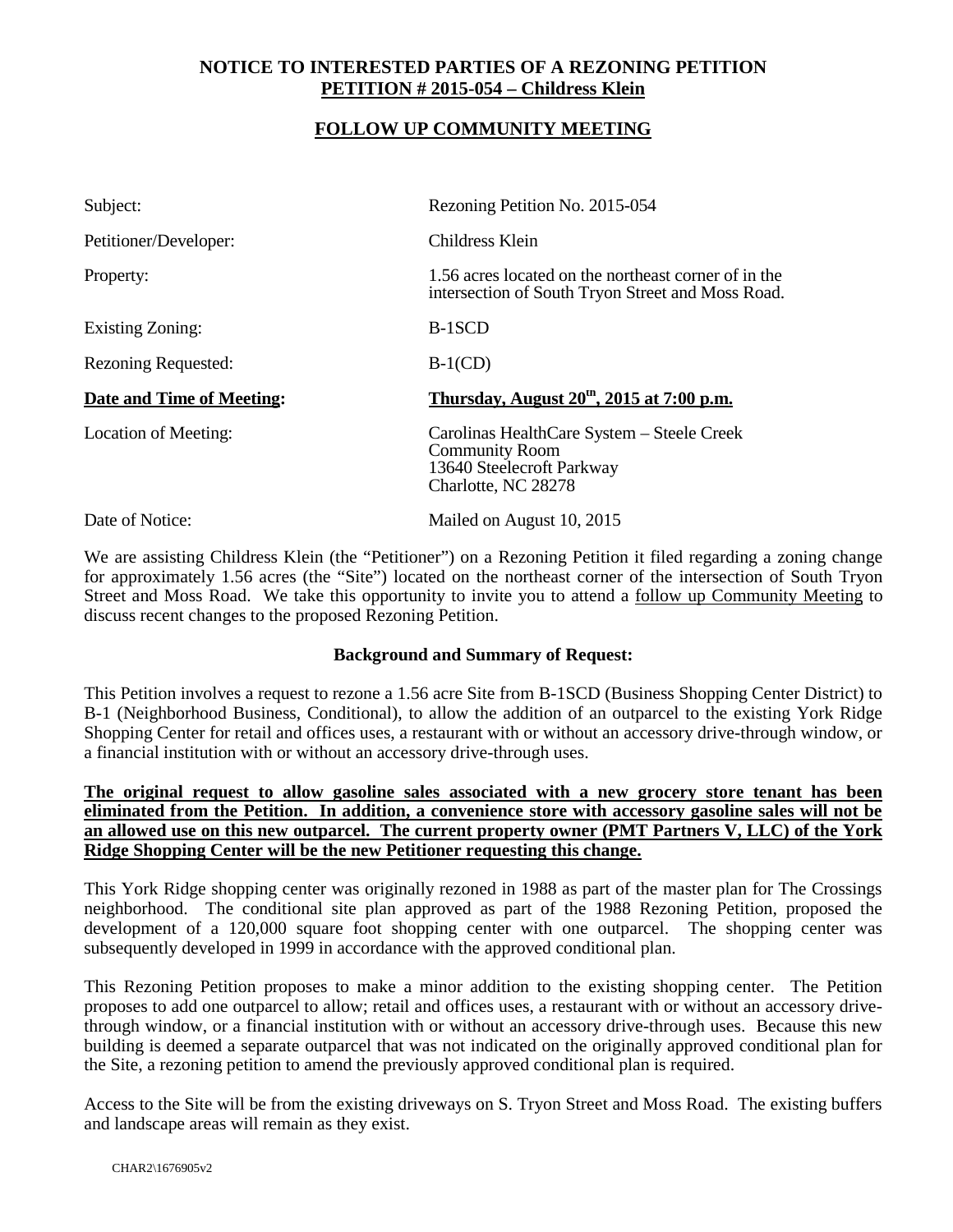**NOTICE TO INTERESTED PARTIES OF A REZONING PETITION**
**PETITION # 2015-054 – Childress Klein**

**FOLLOW UP COMMUNITY MEETING**

| | |
|---|---|
| Subject: | Rezoning Petition No. 2015-054 |
| Petitioner/Developer: | Childress Klein |
| Property: | 1.56 acres located on the northeast corner of in the intersection of South Tryon Street and Moss Road. |
| Existing Zoning: | B-1SCD |
| Rezoning Requested: | B-1(CD) |
| **Date and Time of Meeting:** | **Thursday, August 20th, 2015 at 7:00 p.m.** |
| Location of Meeting: | Carolinas HealthCare System – Steele Creek Community Room<br>13640 Steelecroft Parkway<br>Charlotte, NC 28278 |
| Date of Notice: | Mailed on August 10, 2015 |

We are assisting Childress Klein (the "Petitioner") on a Rezoning Petition it filed regarding a zoning change for approximately 1.56 acres (the "Site") located on the northeast corner of the intersection of South Tryon Street and Moss Road. We take this opportunity to invite you to attend a follow up Community Meeting to discuss recent changes to the proposed Rezoning Petition.

**Background and Summary of Request:**

This Petition involves a request to rezone a 1.56 acre Site from B-1SCD (Business Shopping Center District) to B-1 (Neighborhood Business, Conditional), to allow the addition of an outparcel to the existing York Ridge Shopping Center for retail and offices uses, a restaurant with or without an accessory drive-through window, or a financial institution with or without an accessory drive-through uses.

**The original request to allow gasoline sales associated with a new grocery store tenant has been eliminated from the Petition. In addition, a convenience store with accessory gasoline sales will not be an allowed use on this new outparcel. The current property owner (PMT Partners V, LLC) of the York Ridge Shopping Center will be the new Petitioner requesting this change.**

This York Ridge shopping center was originally rezoned in 1988 as part of the master plan for The Crossings neighborhood. The conditional site plan approved as part of the 1988 Rezoning Petition, proposed the development of a 120,000 square foot shopping center with one outparcel. The shopping center was subsequently developed in 1999 in accordance with the approved conditional plan.

This Rezoning Petition proposes to make a minor addition to the existing shopping center. The Petition proposes to add one outparcel to allow; retail and offices uses, a restaurant with or without an accessory drive-through window, or a financial institution with or without an accessory drive-through uses. Because this new building is deemed a separate outparcel that was not indicated on the originally approved conditional plan for the Site, a rezoning petition to amend the previously approved conditional plan is required.

Access to the Site will be from the existing driveways on S. Tryon Street and Moss Road. The existing buffers and landscape areas will remain as they exist.

CHAR2\1676905v2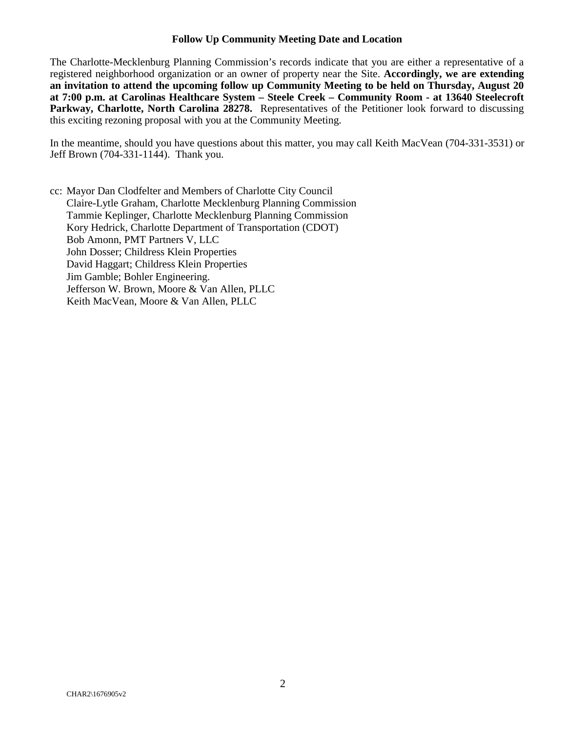**Follow Up Community Meeting Date and Location**

The Charlotte-Mecklenburg Planning Commission's records indicate that you are either a representative of a registered neighborhood organization or an owner of property near the Site. **Accordingly, we are extending an invitation to attend the upcoming follow up Community Meeting to be held on Thursday, August 20 at 7:00 p.m. at Carolinas Healthcare System – Steele Creek – Community Room - at 13640 Steelecroft Parkway, Charlotte, North Carolina 28278.** Representatives of the Petitioner look forward to discussing this exciting rezoning proposal with you at the Community Meeting.

In the meantime, should you have questions about this matter, you may call Keith MacVean (704-331-3531) or Jeff Brown (704-331-1144). Thank you.

cc: Mayor Dan Clodfelter and Members of Charlotte City Council  
Claire-Lytle Graham, Charlotte Mecklenburg Planning Commission  
Tammie Keplinger, Charlotte Mecklenburg Planning Commission  
Kory Hedrick, Charlotte Department of Transportation (CDOT)  
Bob Amonn, PMT Partners V, LLC  
John Dosser; Childress Klein Properties  
David Haggart; Childress Klein Properties  
Jim Gamble; Bohler Engineering.  
Jefferson W. Brown, Moore & Van Allen, PLLC  
Keith MacVean, Moore & Van Allen, PLLC

CHAR2\1676905v2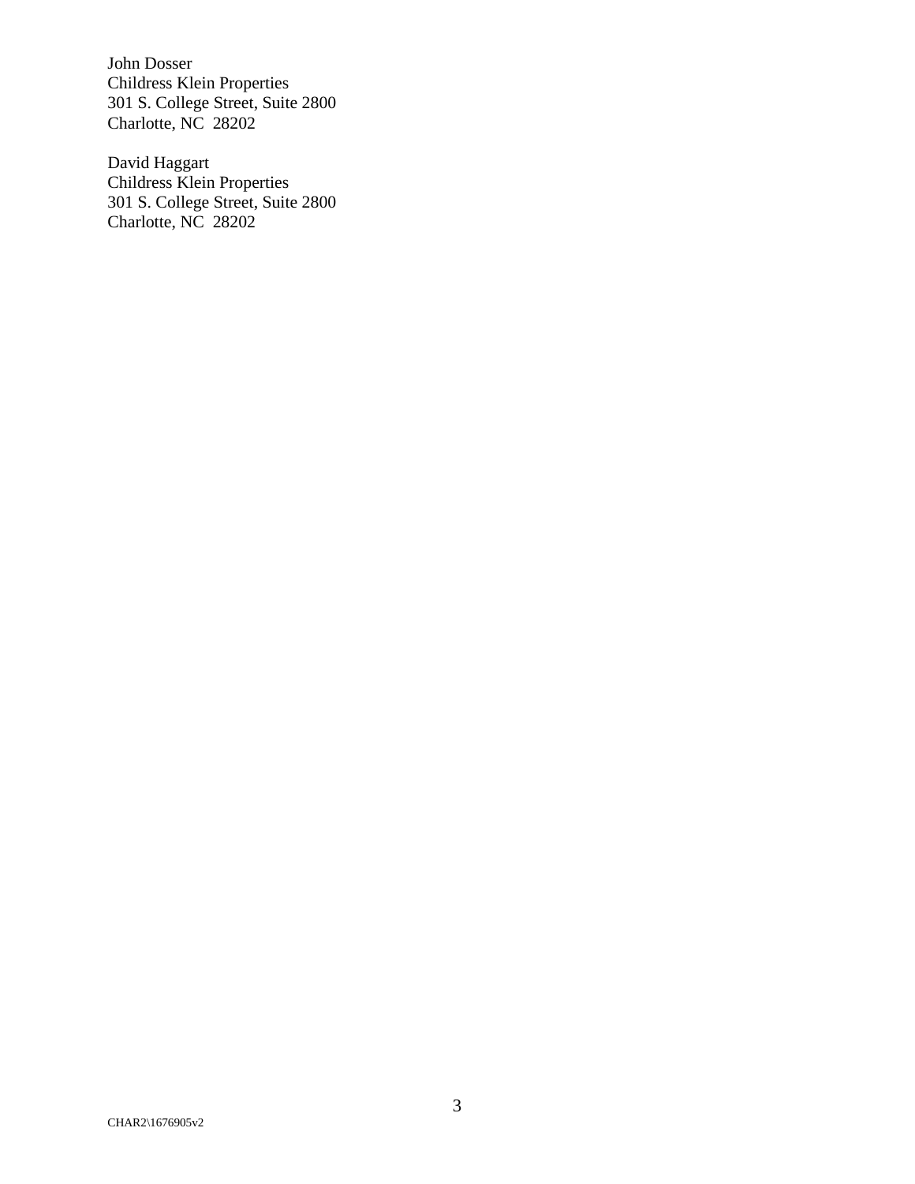John Dosser
Childress Klein Properties
301 S. College Street, Suite 2800
Charlotte, NC  28202

David Haggart
Childress Klein Properties
301 S. College Street, Suite 2800
Charlotte, NC  28202

CHAR2\1676905v2